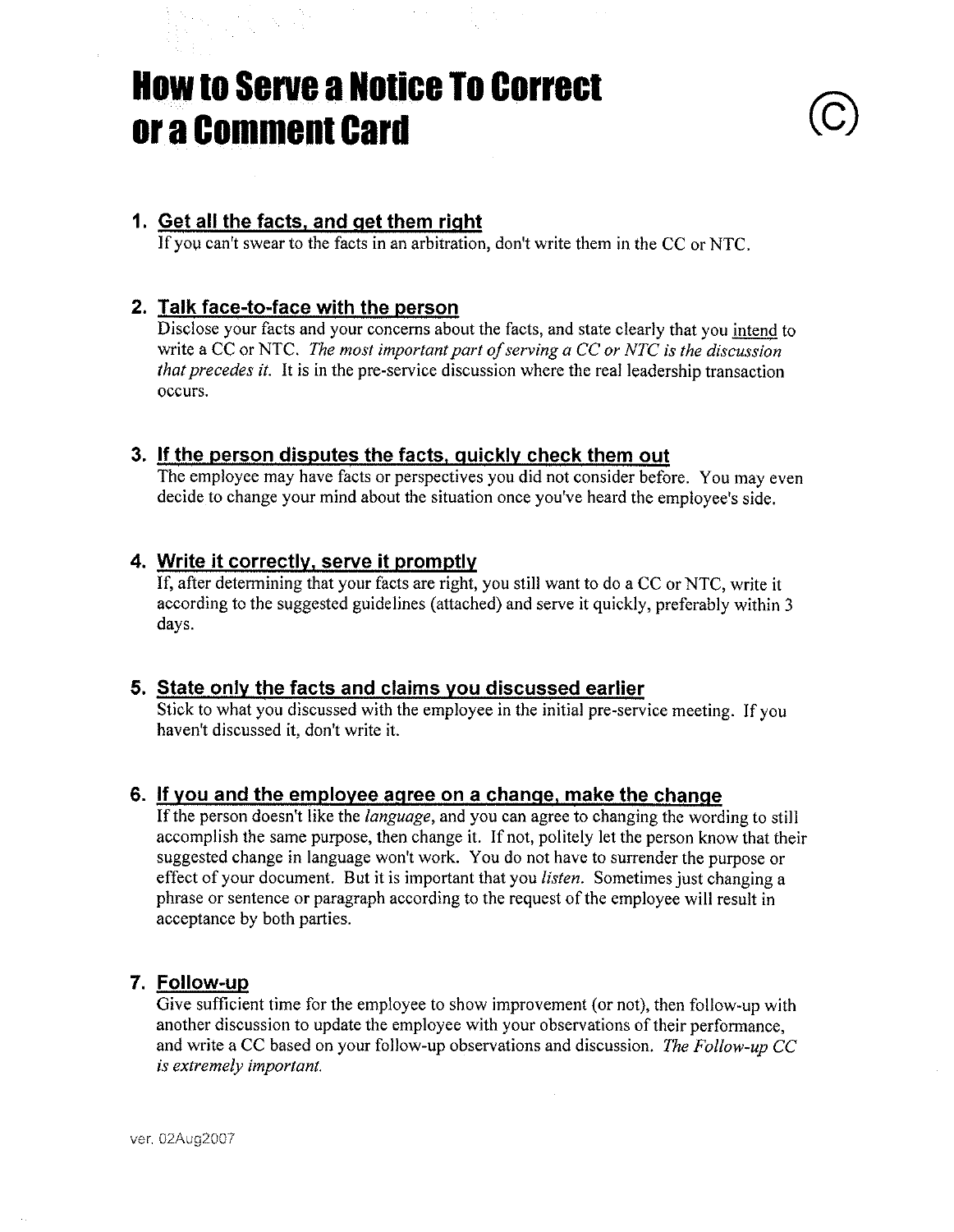# How to Serve a Notice To Correct or a Comment Card

(C)

1. **Get all the facts, and get them right**
   If you can't swear to the facts in an arbitration, don't write them in the CC or NTC.

2. **Talk face-to-face with the person**
   Disclose your facts and your concerns about the facts, and state clearly that you intend to write a CC or NTC. *The most important part of serving a CC or NTC is the discussion that precedes it.* It is in the pre-service discussion where the real leadership transaction occurs.

3. **If the person disputes the facts, quickly check them out**
   The employee may have facts or perspectives you did not consider before. You may even decide to change your mind about the situation once you've heard the employee's side.

4. **Write it correctly, serve it promptly**
   If, after determining that your facts are right, you still want to do a CC or NTC, write it according to the suggested guidelines (attached) and serve it quickly, preferably within 3 days.

5. **State only the facts and claims you discussed earlier**
   Stick to what you discussed with the employee in the initial pre-service meeting. If you haven't discussed it, don't write it.

6. **If you and the employee agree on a change, make the change**
   If the person doesn't like the *language*, and you can agree to changing the wording to still accomplish the same purpose, then change it. If not, politely let the person know that their suggested change in language won't work. You do not have to surrender the purpose or effect of your document. But it is important that you *listen*. Sometimes just changing a phrase or sentence or paragraph according to the request of the employee will result in acceptance by both parties.

7. **Follow-up**
   Give sufficient time for the employee to show improvement (or not), then follow-up with another discussion to update the employee with your observations of their performance, and write a CC based on your follow-up observations and discussion. *The Follow-up CC is extremely important.*

ver. 02Aug2007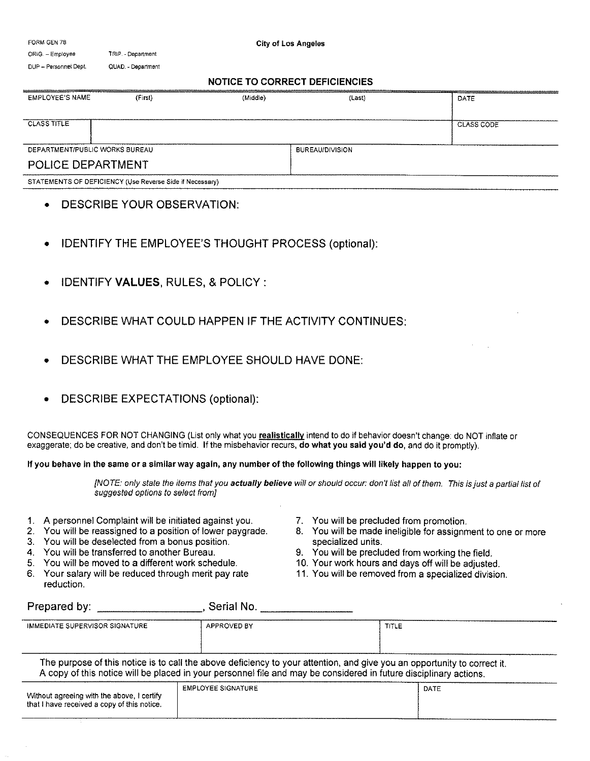FORM GEN 78

ORIG. – Employee	TRIP. - Department

DUP – Personnel Dept.	QUAD. - Department

**City of Los Angeles**

## NOTICE TO CORRECT DEFICIENCIES

| EMPLOYEE'S NAME (First) | (Middle) | (Last) | DATE |
|---|---|---|---|
| | | | |

| CLASS TITLE | | CLASS CODE |
|---|---|---|
| | | |

| DEPARTMENT/PUBLIC WORKS BUREAU | BUREAU/DIVISION |
|---|---|
| POLICE DEPARTMENT | |

STATEMENTS OF DEFICIENCY (Use Reverse Side if Necessary)

- DESCRIBE YOUR OBSERVATION:
- IDENTIFY THE EMPLOYEE'S THOUGHT PROCESS (optional):
- IDENTIFY **VALUES**, RULES, & POLICY :
- DESCRIBE WHAT COULD HAPPEN IF THE ACTIVITY CONTINUES:
- DESCRIBE WHAT THE EMPLOYEE SHOULD HAVE DONE:
- DESCRIBE EXPECTATIONS (optional):

CONSEQUENCES FOR NOT CHANGING (List only what you **realistically** intend to do if behavior doesn't change: do NOT inflate or exaggerate; do be creative, and don't be timid. If the misbehavior recurs, **do what you said you'd do**, and do it promptly).

**If you behave in the same or a similar way again, any number of the following things will likely happen to you:**

*[NOTE: only state the items that you **actually believe** will or should occur: don't list all of them. This is just a partial list of suggested options to select from]*

1. A personnel Complaint will be initiated against you.
2. You will be reassigned to a position of lower paygrade.
3. You will be deselected from a bonus position.
4. You will be transferred to another Bureau.
5. You will be moved to a different work schedule.
6. Your salary will be reduced through merit pay rate reduction.
7. You will be precluded from promotion.
8. You will be made ineligible for assignment to one or more specialized units.
9. You will be precluded from working the field.
10. Your work hours and days off will be adjusted.
11. You will be removed from a specialized division.

Prepared by: ________________, Serial No. ______________

| IMMEDIATE SUPERVISOR SIGNATURE | APPROVED BY | TITLE |
|---|---|---|
| | | |

The purpose of this notice is to call the above deficiency to your attention, and give you an opportunity to correct it. A copy of this notice will be placed in your personnel file and may be considered in future disciplinary actions.

| Without agreeing with the above, I certify that I have received a copy of this notice. | EMPLOYEE SIGNATURE | DATE |
|---|---|---|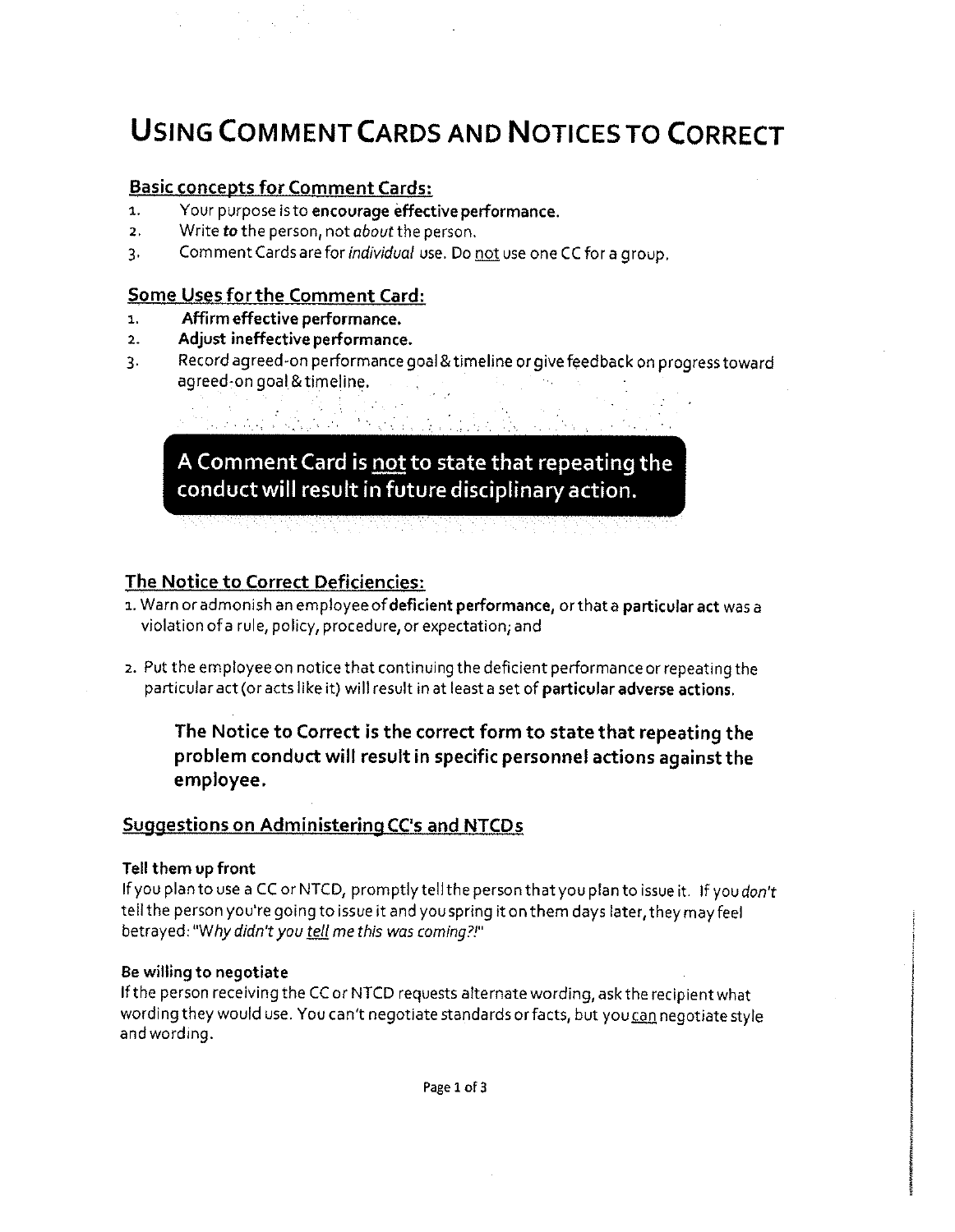# Using Comment Cards and Notices to Correct

## Basic concepts for Comment Cards:

1. Your purpose is to **encourage effective performance.**
2. Write ***to*** the person, not *about* the person.
3. Comment Cards are for *individual* use. Do not use one CC for a group.

## Some Uses for the Comment Card:

1. **Affirm effective performance.**
2. **Adjust ineffective performance.**
3. Record agreed-on performance goal & timeline or give feedback on progress toward agreed-on goal & timeline.

**A Comment Card is not to state that repeating the conduct will result in future disciplinary action.**

## The Notice to Correct Deficiencies:

1. Warn or admonish an employee of **deficient performance**, or that a **particular act** was a violation of a rule, policy, procedure, or expectation; and
2. Put the employee on notice that continuing the deficient performance or repeating the particular act (or acts like it) will result in at least a set of **particular adverse actions.**

**The Notice to Correct is the correct form to state that repeating the problem conduct will result in specific personnel actions against the employee.**

## Suggestions on Administering CC's and NTCDs

### Tell them up front

If you plan to use a CC or NTCD, promptly tell the person that you plan to issue it. If you *don't* tell the person you're going to issue it and you spring it on them days later, they may feel betrayed: "*Why didn't you tell me this was coming?!*"

### Be willing to negotiate

If the person receiving the CC or NTCD requests alternate wording, ask the recipient what wording they would use. You can't negotiate standards or facts, but you can negotiate style and wording.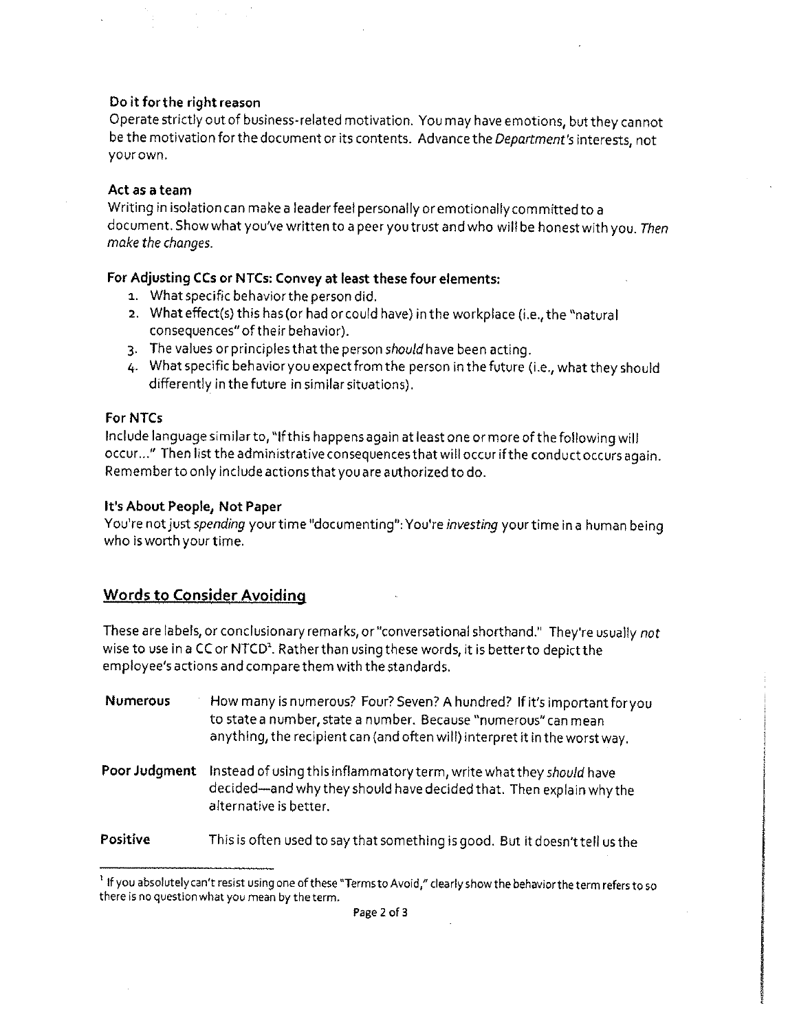**Do it for the right reason**

Operate strictly out of business-related motivation. You may have emotions, but they cannot be the motivation for the document or its contents. Advance the *Department's* interests, not your own.

**Act as a team**

Writing in isolation can make a leader feel personally or emotionally committed to a document. Show what you've written to a peer you trust and who will be honest with you. *Then make the changes.*

**For Adjusting CCs or NTCs: Convey at least these four elements:**

1. What specific behavior the person did.
2. What effect(s) this has (or had or could have) in the workplace (i.e., the "natural consequences" of their behavior).
3. The values or principles that the person *should* have been acting.
4. What specific behavior you expect from the person in the future (i.e., what they should differently in the future in similar situations).

**For NTCs**

Include language similar to, "If this happens again at least one or more of the following will occur..." Then list the administrative consequences that will occur if the conduct occurs again. Remember to only include actions that you are authorized to do.

**It's About People, Not Paper**

You're not just *spending* your time "documenting": You're *investing* your time in a human being who is worth your time.

## Words to Consider Avoiding

These are labels, or conclusionary remarks, or "conversational shorthand." They're usually *not* wise to use in a CC or NTCD[1]. Rather than using these words, it is better to depict the employee's actions and compare them with the standards.

**Numerous** How many is numerous? Four? Seven? A hundred? If it's important for you to state a number, state a number. Because "numerous" can mean anything, the recipient can (and often will) interpret it in the worst way.

**Poor Judgment** Instead of using this inflammatory term, write what they *should* have decided—and why they should have decided that. Then explain why the alternative is better.

**Positive** This is often used to say that something is good. But it doesn't tell us the

[1] If you absolutely can't resist using one of these "Terms to Avoid," clearly show the behavior the term refers to so there is no question what you mean by the term.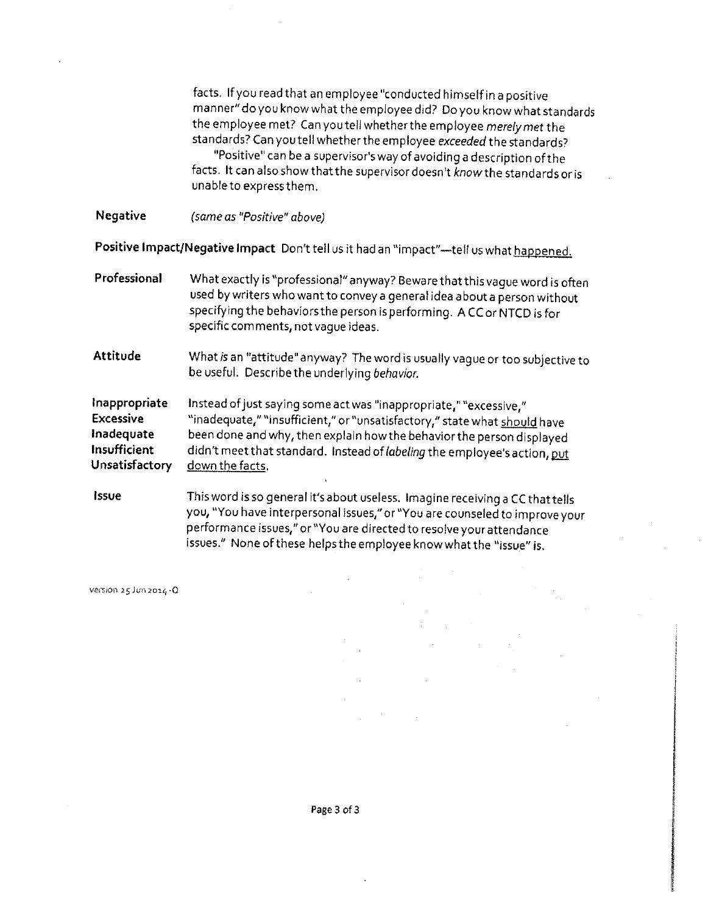facts. If you read that an employee "conducted himself in a positive manner" do you know what the employee did? Do you know what standards the employee met? Can you tell whether the employee *merely met* the standards? Can you tell whether the employee *exceeded* the standards?

"Positive" can be a supervisor's way of avoiding a description of the facts. It can also show that the supervisor doesn't *know* the standards or is unable to express them.

**Negative** *(same as "Positive" above)*

**Positive Impact/Negative Impact** Don't tell us it had an "impact"—tell us what happened.

**Professional** What exactly is "professional" anyway? Beware that this vague word is often used by writers who want to convey a general idea about a person without specifying the behaviors the person is performing. A CC or NTCD is for specific comments, not vague ideas.

**Attitude** What *is* an "attitude" anyway? The word is usually vague or too subjective to be useful. Describe the underlying *behavior*.

**Inappropriate**
**Excessive**
**Inadequate**
**Insufficient**
**Unsatisfactory**

Instead of just saying some act was "inappropriate," "excessive," "inadequate," "insufficient," or "unsatisfactory," state what should have been done and why, then explain how the behavior the person displayed didn't meet that standard. Instead of *labeling* the employee's action, put down the facts.

**Issue** This word is so general it's about useless. Imagine receiving a CC that tells you, "You have interpersonal issues," or "You are counseled to improve your performance issues," or "You are directed to resolve your attendance issues." None of these helps the employee know what the "issue" is.

version 25 Jun 2014 -O